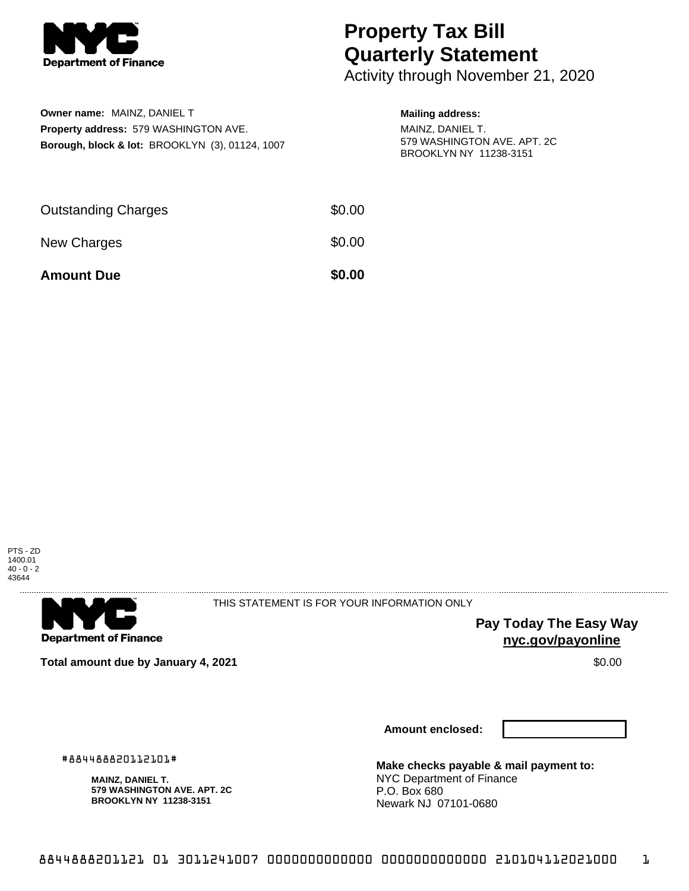**NYC Department of Finance**

# Property Tax Bill Quarterly Statement

Activity through November 21, 2020

**Owner name:** MAINZ, DANIEL T
**Property address:** 579 WASHINGTON AVE.
**Borough, block & lot:** BROOKLYN (3), 01124, 1007

**Mailing address:**
MAINZ, DANIEL T.
579 WASHINGTON AVE. APT. 2C
BROOKLYN NY 11238-3151

| | |
|---|---|
| Outstanding Charges | $0.00 |
| New Charges | $0.00 |
| **Amount Due** | **$0.00** |

PTS - ZD
1400.01
40 - 0 - 2
43644

---

**NYC Department of Finance**

THIS STATEMENT IS FOR YOUR INFORMATION ONLY

**Pay Today The Easy Way**
**nyc.gov/payonline**

**Total amount due by January 4, 2021** $0.00

**Amount enclosed:**

#884488820112101#

**MAINZ, DANIEL T.**
**579 WASHINGTON AVE. APT. 2C**
**BROOKLYN NY 11238-3151**

**Make checks payable & mail payment to:**
NYC Department of Finance
P.O. Box 680
Newark NJ 07101-0680

8844888201121 01 3011241007 0000000000000 0000000000000 210104112021000 1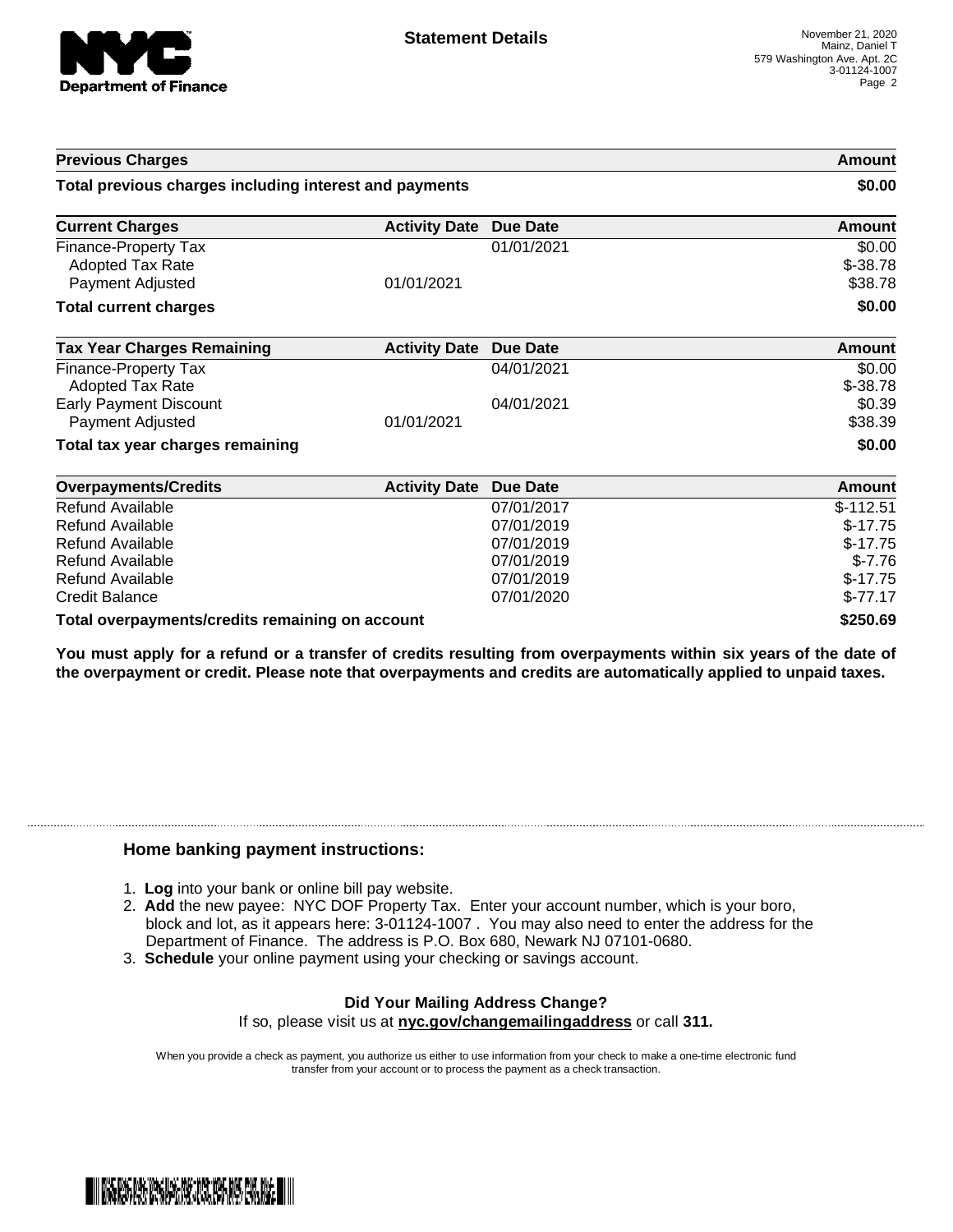| Previous Charges | | | Amount |
|---|---|---|---|
| **Total previous charges including interest and payments** | | | **$0.00** |

| Current Charges | Activity Date | Due Date | Amount |
|---|---|---|---|
| Finance-Property Tax | | 01/01/2021 | $0.00 |
| Adopted Tax Rate | | | $-38.78 |
| Payment Adjusted | 01/01/2021 | | $38.78 |
| **Total current charges** | | | **$0.00** |

| Tax Year Charges Remaining | Activity Date | Due Date | Amount |
|---|---|---|---|
| Finance-Property Tax | | 04/01/2021 | $0.00 |
| Adopted Tax Rate | | | $-38.78 |
| Early Payment Discount | | 04/01/2021 | $0.39 |
| Payment Adjusted | 01/01/2021 | | $38.39 |
| **Total tax year charges remaining** | | | **$0.00** |

| Overpayments/Credits | Activity Date | Due Date | Amount |
|---|---|---|---|
| Refund Available | | 07/01/2017 | $-112.51 |
| Refund Available | | 07/01/2019 | $-17.75 |
| Refund Available | | 07/01/2019 | $-17.75 |
| Refund Available | | 07/01/2019 | $-7.76 |
| Refund Available | | 07/01/2019 | $-17.75 |
| Credit Balance | | 07/01/2020 | $-77.17 |
| **Total overpayments/credits remaining on account** | | | **$250.69** |

**You must apply for a refund or a transfer of credits resulting from overpayments within six years of the date of the overpayment or credit. Please note that overpayments and credits are automatically applied to unpaid taxes.**

## Home banking payment instructions:

1. **Log** into your bank or online bill pay website.
2. **Add** the new payee: NYC DOF Property Tax. Enter your account number, which is your boro, block and lot, as it appears here: 3-01124-1007 . You may also need to enter the address for the Department of Finance. The address is P.O. Box 680, Newark NJ 07101-0680.
3. **Schedule** your online payment using your checking or savings account.

**Did Your Mailing Address Change?**

If so, please visit us at **nyc.gov/changemailingaddress** or call **311.**

When you provide a check as payment, you authorize us either to use information from your check to make a one-time electronic fund transfer from your account or to process the payment as a check transaction.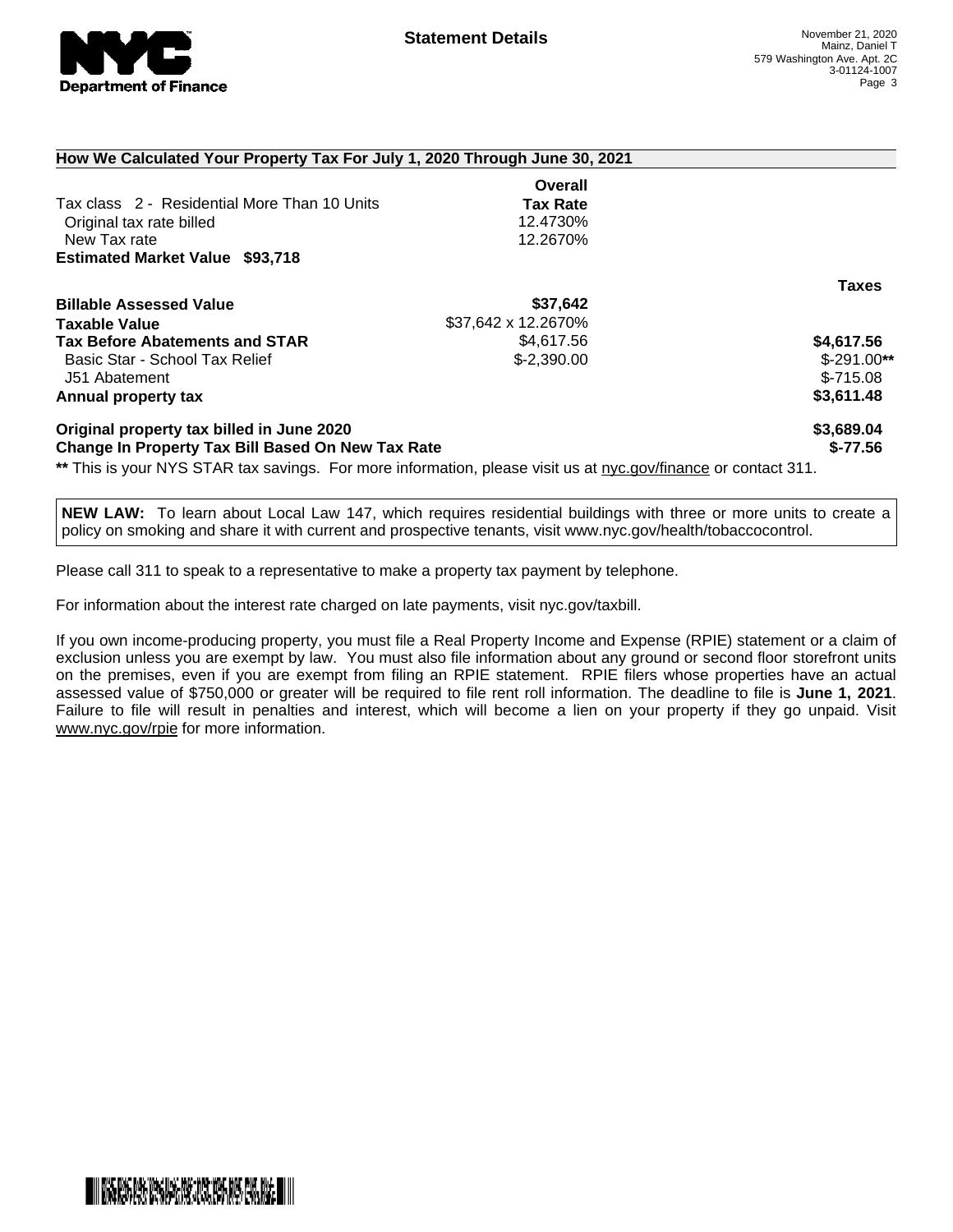**Statement Details**

November 21, 2020
Mainz, Daniel T
579 Washington Ave. Apt. 2C
3-01124-1007

## How We Calculated Your Property Tax For July 1, 2020 Through June 30, 2021

| | Overall Tax Rate | Taxes |
|---|---|---|
| Tax class 2 - Residential More Than 10 Units | | |
| Original tax rate billed | 12.4730% | |
| New Tax rate | 12.2670% | |
| **Estimated Market Value $93,718** | | |
| **Billable Assessed Value** | **$37,642** | |
| **Taxable Value** | $37,642 x 12.2670% | |
| **Tax Before Abatements and STAR** | $4,617.56 | **$4,617.56** |
| Basic Star - School Tax Relief | $-2,390.00 | $-291.00** |
| J51 Abatement | | $-715.08 |
| **Annual property tax** | | **$3,611.48** |
| **Original property tax billed in June 2020** | | **$3,689.04** |
| **Change In Property Tax Bill Based On New Tax Rate** | | **$-77.56** |

** This is your NYS STAR tax savings. For more information, please visit us at nyc.gov/finance or contact 311.

**NEW LAW:** To learn about Local Law 147, which requires residential buildings with three or more units to create a policy on smoking and share it with current and prospective tenants, visit www.nyc.gov/health/tobaccocontrol.

Please call 311 to speak to a representative to make a property tax payment by telephone.

For information about the interest rate charged on late payments, visit nyc.gov/taxbill.

If you own income-producing property, you must file a Real Property Income and Expense (RPIE) statement or a claim of exclusion unless you are exempt by law. You must also file information about any ground or second floor storefront units on the premises, even if you are exempt from filing an RPIE statement. RPIE filers whose properties have an actual assessed value of $750,000 or greater will be required to file rent roll information. The deadline to file is **June 1, 2021**. Failure to file will result in penalties and interest, which will become a lien on your property if they go unpaid. Visit www.nyc.gov/rpie for more information.